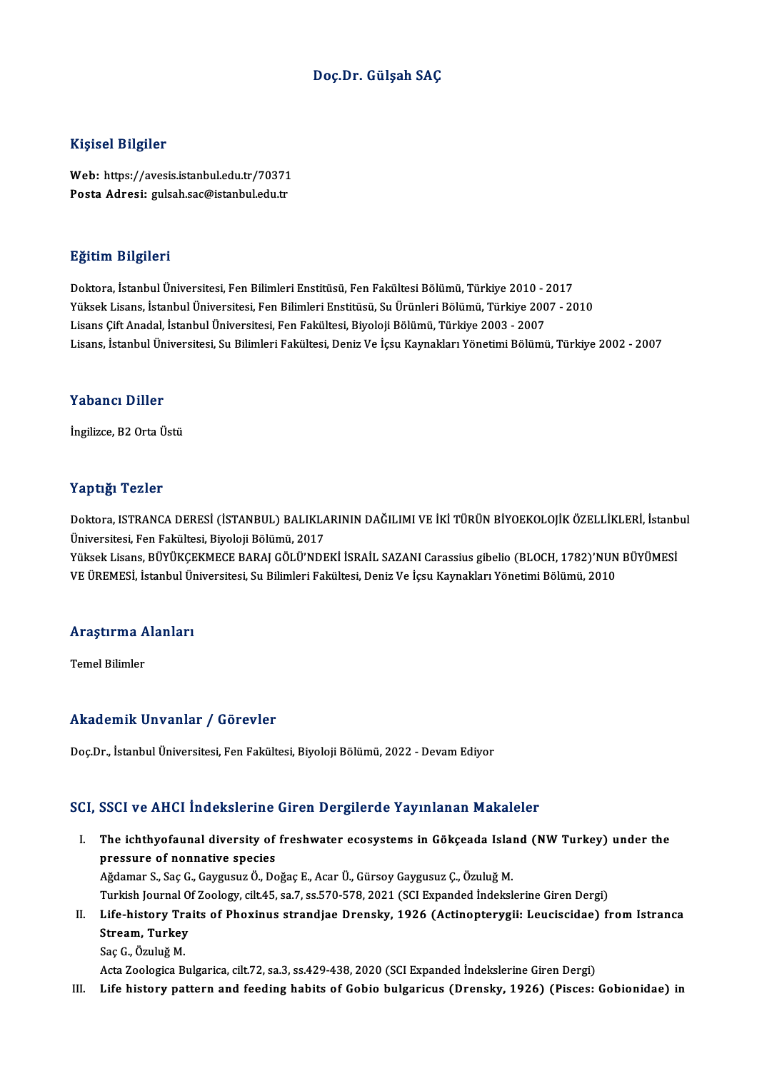# Doç.Dr. Gülşah SAÇ

## Kişisel Bilgiler

**Web:** https://avesis.istanbul.edu.tr/70371
**Posta Adresi:** gulsah.sac@istanbul.edu.tr

## Eğitim Bilgileri

Doktora, İstanbul Üniversitesi, Fen Bilimleri Enstitüsü, Fen Fakültesi Bölümü, Türkiye 2010 - 2017
Yüksek Lisans, İstanbul Üniversitesi, Fen Bilimleri Enstitüsü, Su Ürünleri Bölümü, Türkiye 2007 - 2010
Lisans Çift Anadal, İstanbul Üniversitesi, Fen Fakültesi, Biyoloji Bölümü, Türkiye 2003 - 2007
Lisans, İstanbul Üniversitesi, Su Bilimleri Fakültesi, Deniz Ve İçsu Kaynakları Yönetimi Bölümü, Türkiye 2002 - 2007

## Yabancı Diller

İngilizce, B2 Orta Üstü

## Yaptığı Tezler

Doktora, ISTRANCA DERESİ (İSTANBUL) BALIKLARININ DAĞILIMI VE İKİ TÜRÜN BİYOEKOLOJİK ÖZELLİKLERİ, İstanbul Üniversitesi, Fen Fakültesi, Biyoloji Bölümü, 2017
Yüksek Lisans, BÜYÜKÇEKMECE BARAJ GÖLÜ'NDEKİ İSRAİL SAZANI Carassius gibelio (BLOCH, 1782)'NUN BÜYÜMESİ VE ÜREMESİ, İstanbul Üniversitesi, Su Bilimleri Fakültesi, Deniz Ve İçsu Kaynakları Yönetimi Bölümü, 2010

## Araştırma Alanları

Temel Bilimler

## Akademik Unvanlar / Görevler

Doç.Dr., İstanbul Üniversitesi, Fen Fakültesi, Biyoloji Bölümü, 2022 - Devam Ediyor

## SCI, SSCI ve AHCI İndekslerine Giren Dergilerde Yayınlanan Makaleler

I. **The ichthyofaunal diversity of freshwater ecosystems in Gökçeada Island (NW Turkey) under the pressure of nonnative species**
Ağdamar S., Saç G., Gaygusuz Ö., Doğaç E., Acar Ü., Gürsoy Gaygusuz Ç., Özuluğ M.
Turkish Journal Of Zoology, cilt.45, sa.7, ss.570-578, 2021 (SCI Expanded İndekslerine Giren Dergi)

II. **Life-history Traits of Phoxinus strandjae Drensky, 1926 (Actinopterygii: Leuciscidae) from Istranca Stream, Turkey**
Saç G., Özuluğ M.
Acta Zoologica Bulgarica, cilt.72, sa.3, ss.429-438, 2020 (SCI Expanded İndekslerine Giren Dergi)

III. **Life history pattern and feeding habits of Gobio bulgaricus (Drensky, 1926) (Pisces: Gobionidae) in**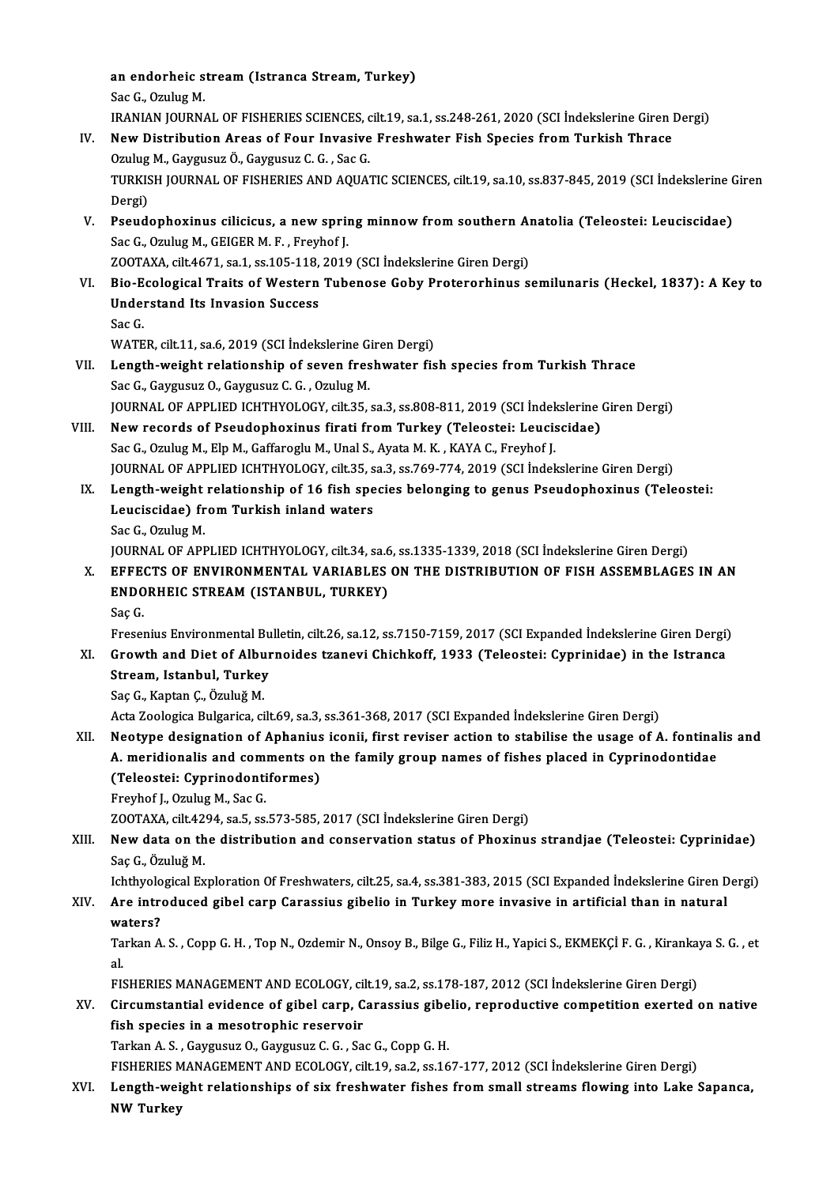an endorheic stream (Istranca Stream, Turkey)
Sac G., Ozulug M.
IRANIAN JOURNAL OF FISHERIES SCIENCES, cilt.19, sa.1, ss.248-261, 2020 (SCI İndekslerine Giren Dergi)

IV. **New Distribution Areas of Four Invasive Freshwater Fish Species from Turkish Thrace**
Ozulug M., Gaygusuz Ö., Gaygusuz C. G. , Sac G.
TURKISH JOURNAL OF FISHERIES AND AQUATIC SCIENCES, cilt.19, sa.10, ss.837-845, 2019 (SCI İndekslerine Giren Dergi)

V. **Pseudophoxinus cilicicus, a new spring minnow from southern Anatolia (Teleostei: Leuciscidae)**
Sac G., Ozulug M., GEIGER M. F. , Freyhof J.
ZOOTAXA, cilt.4671, sa.1, ss.105-118, 2019 (SCI İndekslerine Giren Dergi)

VI. **Bio-Ecological Traits of Western Tubenose Goby Proterorhinus semilunaris (Heckel, 1837): A Key to Understand Its Invasion Success**
Sac G.
WATER, cilt.11, sa.6, 2019 (SCI İndekslerine Giren Dergi)

VII. **Length-weight relationship of seven freshwater fish species from Turkish Thrace**
Sac G., Gaygusuz O., Gaygusuz C. G. , Ozulug M.
JOURNAL OF APPLIED ICHTHYOLOGY, cilt.35, sa.3, ss.808-811, 2019 (SCI İndekslerine Giren Dergi)

VIII. **New records of Pseudophoxinus firati from Turkey (Teleostei: Leuciscidae)**
Sac G., Ozulug M., Elp M., Gaffaroglu M., Unal S., Ayata M. K. , KAYA C., Freyhof J.
JOURNAL OF APPLIED ICHTHYOLOGY, cilt.35, sa.3, ss.769-774, 2019 (SCI İndekslerine Giren Dergi)

IX. **Length-weight relationship of 16 fish species belonging to genus Pseudophoxinus (Teleostei: Leuciscidae) from Turkish inland waters**
Sac G., Ozulug M.
JOURNAL OF APPLIED ICHTHYOLOGY, cilt.34, sa.6, ss.1335-1339, 2018 (SCI İndekslerine Giren Dergi)

X. **EFFECTS OF ENVIRONMENTAL VARIABLES ON THE DISTRIBUTION OF FISH ASSEMBLAGES IN AN ENDORHEIC STREAM (ISTANBUL, TURKEY)**
Saç G.
Fresenius Environmental Bulletin, cilt.26, sa.12, ss.7150-7159, 2017 (SCI Expanded İndekslerine Giren Dergi)

XI. **Growth and Diet of Alburnoides tzanevi Chichkoff, 1933 (Teleostei: Cyprinidae) in the Istranca Stream, Istanbul, Turkey**
Saç G., Kaptan Ç., Özuluğ M.
Acta Zoologica Bulgarica, cilt.69, sa.3, ss.361-368, 2017 (SCI Expanded İndekslerine Giren Dergi)

XII. **Neotype designation of Aphanius iconii, first reviser action to stabilise the usage of A. fontinalis and A. meridionalis and comments on the family group names of fishes placed in Cyprinodontidae (Teleostei: Cyprinodontiformes)**
Freyhof J., Ozulug M., Sac G.
ZOOTAXA, cilt.4294, sa.5, ss.573-585, 2017 (SCI İndekslerine Giren Dergi)

XIII. **New data on the distribution and conservation status of Phoxinus strandjae (Teleostei: Cyprinidae)**
Saç G., Özuluğ M.
Ichthyological Exploration Of Freshwaters, cilt.25, sa.4, ss.381-383, 2015 (SCI Expanded İndekslerine Giren Dergi)

XIV. **Are introduced gibel carp Carassius gibelio in Turkey more invasive in artificial than in natural waters?**
Tarkan A. S. , Copp G. H. , Top N., Ozdemir N., Onsoy B., Bilge G., Filiz H., Yapici S., EKMEKÇİ F. G. , Kirankaya S. G. , et al.
FISHERIES MANAGEMENT AND ECOLOGY, cilt.19, sa.2, ss.178-187, 2012 (SCI İndekslerine Giren Dergi)

XV. **Circumstantial evidence of gibel carp, Carassius gibelio, reproductive competition exerted on native fish species in a mesotrophic reservoir**
Tarkan A. S. , Gaygusuz O., Gaygusuz C. G. , Sac G., Copp G. H.
FISHERIES MANAGEMENT AND ECOLOGY, cilt.19, sa.2, ss.167-177, 2012 (SCI İndekslerine Giren Dergi)

XVI. **Length-weight relationships of six freshwater fishes from small streams flowing into Lake Sapanca, NW Turkey**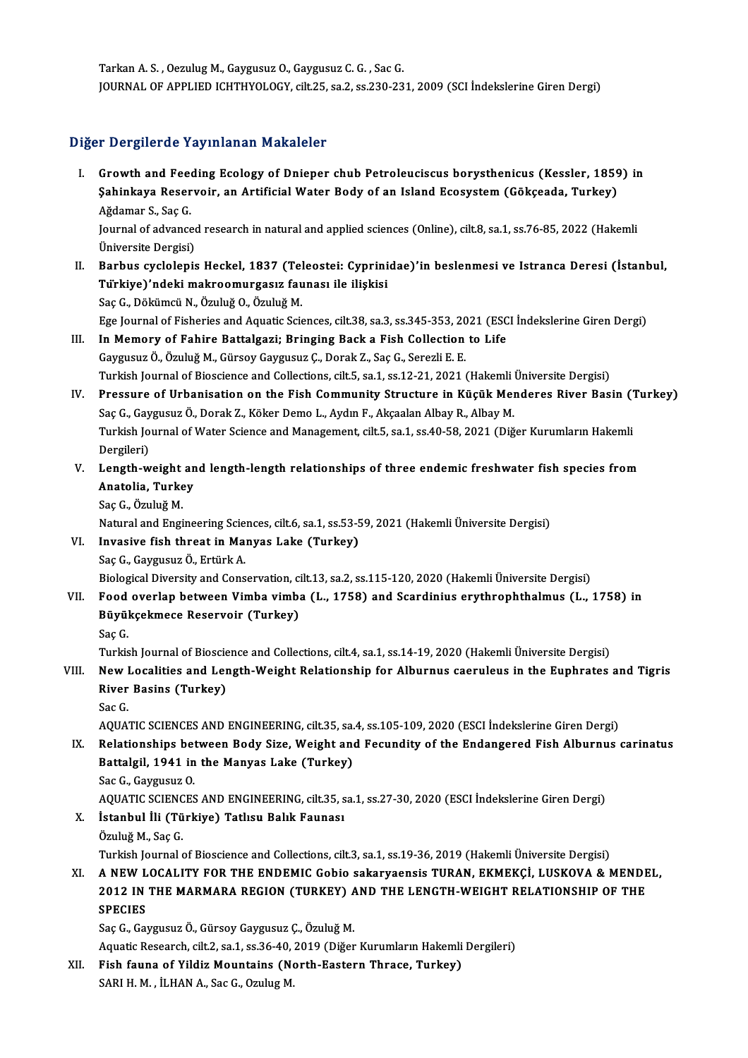Tarkan A. S. , Oezulug M., Gaygusuz O., Gaygusuz C. G. , Sac G.
JOURNAL OF APPLIED ICHTHYOLOGY, cilt.25, sa.2, ss.230-231, 2009 (SCI İndekslerine Giren Dergi)

## Diğer Dergilerde Yayınlanan Makaleler

I. **Growth and Feeding Ecology of Dnieper chub Petroleuciscus borysthenicus (Kessler, 1859) in Şahinkaya Reservoir, an Artificial Water Body of an Island Ecosystem (Gökçeada, Turkey)**
Ağdamar S., Saç G.
Journal of advanced research in natural and applied sciences (Online), cilt.8, sa.1, ss.76-85, 2022 (Hakemli Üniversite Dergisi)

II. **Barbus cyclolepis Heckel, 1837 (Teleostei: Cyprinidae)'in beslenmesi ve Istranca Deresi (İstanbul, Türkiye)'ndeki makroomurgasız faunası ile ilişkisi**
Saç G., Dökümcü N., Özuluğ O., Özuluğ M.
Ege Journal of Fisheries and Aquatic Sciences, cilt.38, sa.3, ss.345-353, 2021 (ESCI İndekslerine Giren Dergi)

III. **In Memory of Fahire Battalgazi; Bringing Back a Fish Collection to Life**
Gaygusuz Ö., Özuluğ M., Gürsoy Gaygusuz Ç., Dorak Z., Saç G., Serezli E. E.
Turkish Journal of Bioscience and Collections, cilt.5, sa.1, ss.12-21, 2021 (Hakemli Üniversite Dergisi)

IV. **Pressure of Urbanisation on the Fish Community Structure in Küçük Menderes River Basin (Turkey)**
Saç G., Gaygusuz Ö., Dorak Z., Köker Demo L., Aydın F., Akçaalan Albay R., Albay M.
Turkish Journal of Water Science and Management, cilt.5, sa.1, ss.40-58, 2021 (Diğer Kurumların Hakemli Dergileri)

V. **Length-weight and length-length relationships of three endemic freshwater fish species from Anatolia, Turkey**
Saç G., Özuluğ M.
Natural and Engineering Sciences, cilt.6, sa.1, ss.53-59, 2021 (Hakemli Üniversite Dergisi)

VI. **Invasive fish threat in Manyas Lake (Turkey)**
Saç G., Gaygusuz Ö., Ertürk A.
Biological Diversity and Conservation, cilt.13, sa.2, ss.115-120, 2020 (Hakemli Üniversite Dergisi)

VII. **Food overlap between Vimba vimba (L., 1758) and Scardinius erythrophthalmus (L., 1758) in Büyükçekmece Reservoir (Turkey)**
Saç G.
Turkish Journal of Bioscience and Collections, cilt.4, sa.1, ss.14-19, 2020 (Hakemli Üniversite Dergisi)

VIII. **New Localities and Length-Weight Relationship for Alburnus caeruleus in the Euphrates and Tigris River Basins (Turkey)**
Sac G.
AQUATIC SCIENCES AND ENGINEERING, cilt.35, sa.4, ss.105-109, 2020 (ESCI İndekslerine Giren Dergi)

IX. **Relationships between Body Size, Weight and Fecundity of the Endangered Fish Alburnus carinatus Battalgil, 1941 in the Manyas Lake (Turkey)**
Sac G., Gaygusuz O.
AQUATIC SCIENCES AND ENGINEERING, cilt.35, sa.1, ss.27-30, 2020 (ESCI İndekslerine Giren Dergi)

X. **İstanbul İli (Türkiye) Tatlısu Balık Faunası**
Özuluğ M., Saç G.
Turkish Journal of Bioscience and Collections, cilt.3, sa.1, ss.19-36, 2019 (Hakemli Üniversite Dergisi)

XI. **A NEW LOCALITY FOR THE ENDEMIC Gobio sakaryaensis TURAN, EKMEKÇİ, LUSKOVA & MENDEL, 2012 IN THE MARMARA REGION (TURKEY) AND THE LENGTH-WEIGHT RELATIONSHIP OF THE SPECIES**
Saç G., Gaygusuz Ö., Gürsoy Gaygusuz Ç., Özuluğ M.
Aquatic Research, cilt.2, sa.1, ss.36-40, 2019 (Diğer Kurumların Hakemli Dergileri)

XII. **Fish fauna of Yildiz Mountains (North-Eastern Thrace, Turkey)**
SARI H. M. , İLHAN A., Sac G., Ozulug M.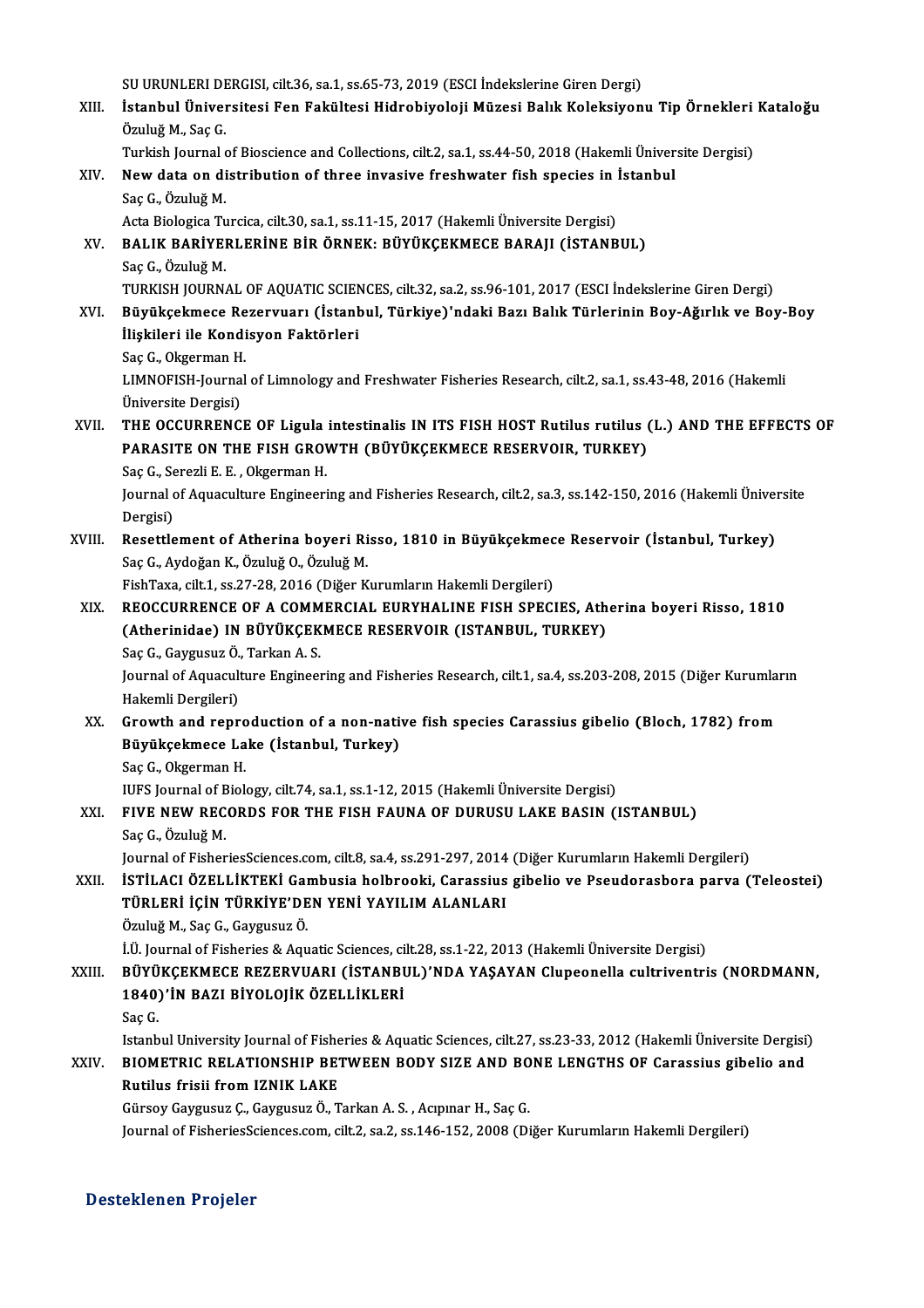SU URUNLERI DERGISI, cilt.36, sa.1, ss.65-73, 2019 (ESCI İndekslerine Giren Dergi)

XIII. **İstanbul Üniversitesi Fen Fakültesi Hidrobiyoloji Müzesi Balık Koleksiyonu Tip Örnekleri Kataloğu**
Özuluğ M., Saç G.
Turkish Journal of Bioscience and Collections, cilt.2, sa.1, ss.44-50, 2018 (Hakemli Üniversite Dergisi)

XIV. **New data on distribution of three invasive freshwater fish species in İstanbul**
Saç G., Özuluğ M.
Acta Biologica Turcica, cilt.30, sa.1, ss.11-15, 2017 (Hakemli Üniversite Dergisi)

XV. **BALIK BARİYERLERİNE BİR ÖRNEK: BÜYÜKÇEKMECE BARAJI (İSTANBUL)**
Saç G., Özuluğ M.
TURKISH JOURNAL OF AQUATIC SCIENCES, cilt.32, sa.2, ss.96-101, 2017 (ESCI İndekslerine Giren Dergi)

XVI. **Büyükçekmece Rezervuarı (İstanbul, Türkiye)'ndaki Bazı Balık Türlerinin Boy-Ağırlık ve Boy-Boy İlişkileri ile Kondisyon Faktörleri**
Saç G., Okgerman H.
LIMNOFISH-Journal of Limnology and Freshwater Fisheries Research, cilt.2, sa.1, ss.43-48, 2016 (Hakemli Üniversite Dergisi)

XVII. **THE OCCURRENCE OF Ligula intestinalis IN ITS FISH HOST Rutilus rutilus (L.) AND THE EFFECTS OF PARASITE ON THE FISH GROWTH (BÜYÜKÇEKMECE RESERVOIR, TURKEY)**
Saç G., Serezli E. E. , Okgerman H.
Journal of Aquaculture Engineering and Fisheries Research, cilt.2, sa.3, ss.142-150, 2016 (Hakemli Üniversite Dergisi)

XVIII. **Resettlement of Atherina boyeri Risso, 1810 in Büyükçekmece Reservoir (İstanbul, Turkey)**
Saç G., Aydoğan K., Özuluğ O., Özuluğ M.
FishTaxa, cilt.1, ss.27-28, 2016 (Diğer Kurumların Hakemli Dergileri)

XIX. **REOCCURRENCE OF A COMMERCIAL EURYHALINE FISH SPECIES, Atherina boyeri Risso, 1810 (Atherinidae) IN BÜYÜKÇEKMECE RESERVOIR (ISTANBUL, TURKEY)**
Saç G., Gaygusuz Ö., Tarkan A. S.
Journal of Aquaculture Engineering and Fisheries Research, cilt.1, sa.4, ss.203-208, 2015 (Diğer Kurumların Hakemli Dergileri)

XX. **Growth and reproduction of a non-native fish species Carassius gibelio (Bloch, 1782) from Büyükçekmece Lake (İstanbul, Turkey)**
Saç G., Okgerman H.
IUFS Journal of Biology, cilt.74, sa.1, ss.1-12, 2015 (Hakemli Üniversite Dergisi)

XXI. **FIVE NEW RECORDS FOR THE FISH FAUNA OF DURUSU LAKE BASIN (ISTANBUL)**
Saç G., Özuluğ M.
Journal of FisheriesSciences.com, cilt.8, sa.4, ss.291-297, 2014 (Diğer Kurumların Hakemli Dergileri)

XXII. **İSTİLACI ÖZELLİKTEKİ Gambusia holbrooki, Carassius gibelio ve Pseudorasbora parva (Teleostei) TÜRLERİ İÇİN TÜRKİYE'DEN YENİ YAYILIM ALANLARI**
Özuluğ M., Saç G., Gaygusuz Ö.
İ.Ü. Journal of Fisheries & Aquatic Sciences, cilt.28, ss.1-22, 2013 (Hakemli Üniversite Dergisi)

XXIII. **BÜYÜKÇEKMECE REZERVUARI (İSTANBUL)'NDA YAŞAYAN Clupeonella cultriventris (NORDMANN, 1840)'İN BAZI BİYOLOJİK ÖZELLİKLERİ**
Saç G.
Istanbul University Journal of Fisheries & Aquatic Sciences, cilt.27, ss.23-33, 2012 (Hakemli Üniversite Dergisi)

XXIV. **BIOMETRIC RELATIONSHIP BETWEEN BODY SIZE AND BONE LENGTHS OF Carassius gibelio and Rutilus frisii from IZNIK LAKE**
Gürsoy Gaygusuz Ç., Gaygusuz Ö., Tarkan A. S. , Acıpınar H., Saç G.
Journal of FisheriesSciences.com, cilt.2, sa.2, ss.146-152, 2008 (Diğer Kurumların Hakemli Dergileri)

## Desteklenen Projeler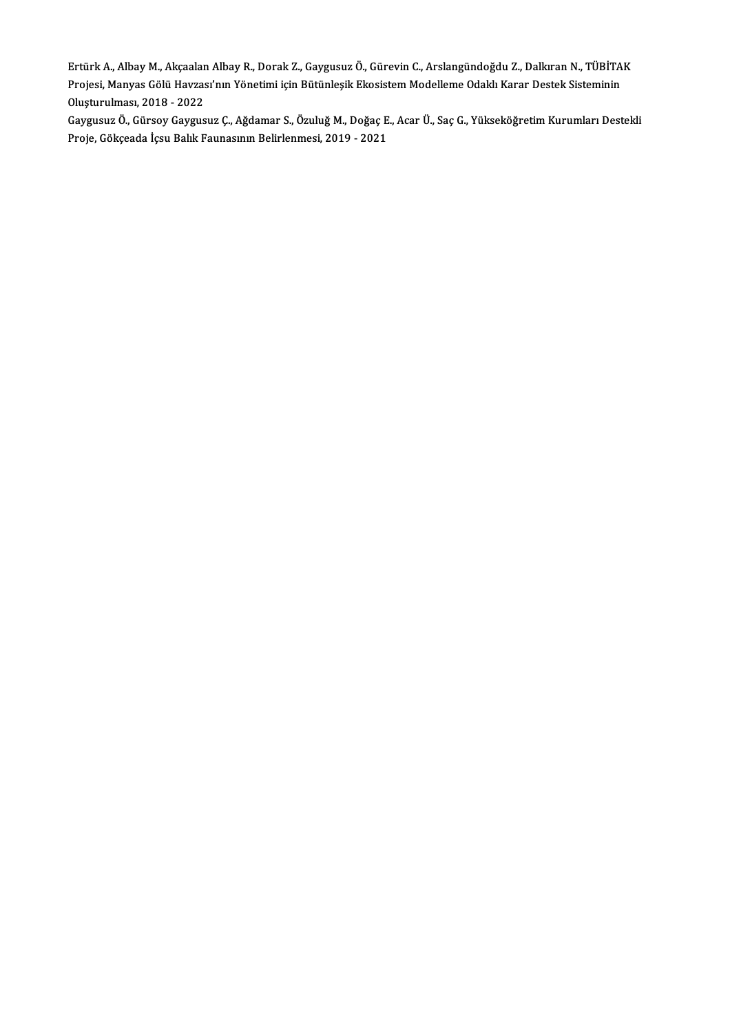Ertürk A., Albay M., Akçaalan Albay R., Dorak Z., Gaygusuz Ö., Gürevin C., Arslangündoğdu Z., Dalkıran N., TÜBİTAK Projesi, Manyas Gölü Havzası'nın Yönetimi için Bütünleşik Ekosistem Modelleme Odaklı Karar Destek Sisteminin Oluşturulması, 2018 - 2022

Gaygusuz Ö., Gürsoy Gaygusuz Ç., Ağdamar S., Özuluğ M., Doğaç E., Acar Ü., Saç G., Yükseköğretim Kurumları Destekli Proje, Gökçeada İçsu Balık Faunasının Belirlenmesi, 2019 - 2021